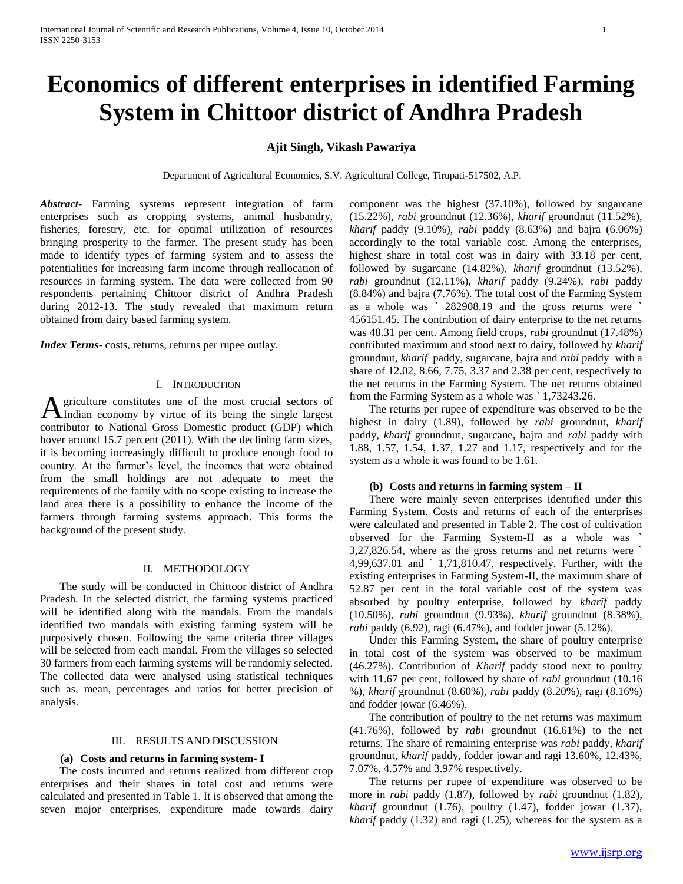# Economics of different enterprises in identified Farming System in Chittoor district of Andhra Pradesh

**Ajit Singh, Vikash Pawariya**

Department of Agricultural Economics, S.V. Agricultural College, Tirupati-517502, A.P.

***Abstract***- Farming systems represent integration of farm enterprises such as cropping systems, animal husbandry, fisheries, forestry, etc. for optimal utilization of resources bringing prosperity to the farmer. The present study has been made to identify types of farming system and to assess the potentialities for increasing farm income through reallocation of resources in farming system. The data were collected from 90 respondents pertaining Chittoor district of Andhra Pradesh during 2012-13. The study revealed that maximum return obtained from dairy based farming system.

***Index Terms***- costs, returns, returns per rupee outlay.

## I. Introduction

Agriculture constitutes one of the most crucial sectors of Indian economy by virtue of its being the single largest contributor to National Gross Domestic product (GDP) which hover around 15.7 percent (2011). With the declining farm sizes, it is becoming increasingly difficult to produce enough food to country. At the farmer's level, the incomes that were obtained from the small holdings are not adequate to meet the requirements of the family with no scope existing to increase the land area there is a possibility to enhance the income of the farmers through farming systems approach. This forms the background of the present study.

## II. Methodology

The study will be conducted in Chittoor district of Andhra Pradesh. In the selected district, the farming systems practiced will be identified along with the mandals. From the mandals identified two mandals with existing farming system will be purposively chosen. Following the same criteria three villages will be selected from each mandal. From the villages so selected 30 farmers from each farming systems will be randomly selected. The collected data were analysed using statistical techniques such as, mean, percentages and ratios for better precision of analysis.

## III. Results and Discussion

### (a) Costs and returns in farming system- I

The costs incurred and returns realized from different crop enterprises and their shares in total cost and returns were calculated and presented in Table 1. It is observed that among the seven major enterprises, expenditure made towards dairy component was the highest (37.10%), followed by sugarcane (15.22%), *rabi* groundnut (12.36%), *kharif* groundnut (11.52%), *kharif* paddy (9.10%), *rabi* paddy (8.63%) and bajra (6.06%) accordingly to the total variable cost. Among the enterprises, highest share in total cost was in dairy with 33.18 per cent, followed by sugarcane (14.82%), *kharif* groundnut (13.52%), *rabi* groundnut (12.11%), *kharif* paddy (9.24%), *rabi* paddy (8.84%) and bajra (7.76%). The total cost of the Farming System as a whole was ` 282908.19 and the gross returns were ` 456151.45. The contribution of dairy enterprise to the net returns was 48.31 per cent. Among field crops, *rabi* groundnut (17.48%) contributed maximum and stood next to dairy, followed by *kharif* groundnut, *kharif* paddy, sugarcane, bajra and *rabi* paddy with a share of 12.02, 8.66, 7.75, 3.37 and 2.38 per cent, respectively to the net returns in the Farming System. The net returns obtained from the Farming System as a whole was ` 1,73243.26.

The returns per rupee of expenditure was observed to be the highest in dairy (1.89), followed by *rabi* groundnut, *kharif* paddy, *kharif* groundnut, sugarcane, bajra and *rabi* paddy with 1.88, 1.57, 1.54, 1.37, 1.27 and 1.17, respectively and for the system as a whole it was found to be 1.61.

### (b) Costs and returns in farming system – II

There were mainly seven enterprises identified under this Farming System. Costs and returns of each of the enterprises were calculated and presented in Table 2. The cost of cultivation observed for the Farming System-II as a whole was ` 3,27,826.54, where as the gross returns and net returns were ` 4,99,637.01 and ` 1,71,810.47, respectively. Further, with the existing enterprises in Farming System-II, the maximum share of 52.87 per cent in the total variable cost of the system was absorbed by poultry enterprise, followed by *kharif* paddy (10.50%), *rabi* groundnut (9.93%), *kharif* groundnut (8.38%), *rabi* paddy (6.92), ragi (6.47%), and fodder jowar (5.12%).

Under this Farming System, the share of poultry enterprise in total cost of the system was observed to be maximum (46.27%). Contribution of *Kharif* paddy stood next to poultry with 11.67 per cent, followed by share of *rabi* groundnut (10.16 %), *kharif* groundnut (8.60%), *rabi* paddy (8.20%), ragi (8.16%) and fodder jowar (6.46%).

The contribution of poultry to the net returns was maximum (41.76%), followed by *rabi* groundnut (16.61%) to the net returns. The share of remaining enterprise was *rabi* paddy, *kharif* groundnut, *kharif* paddy, fodder jowar and ragi 13.60%, 12.43%, 7.07%, 4.57% and 3.97% respectively.

The returns per rupee of expenditure was observed to be more in *rabi* paddy (1.87), followed by *rabi* groundnut (1.82), *kharif* groundnut (1.76), poultry (1.47), fodder jowar (1.37), *kharif* paddy (1.32) and ragi (1.25), whereas for the system as a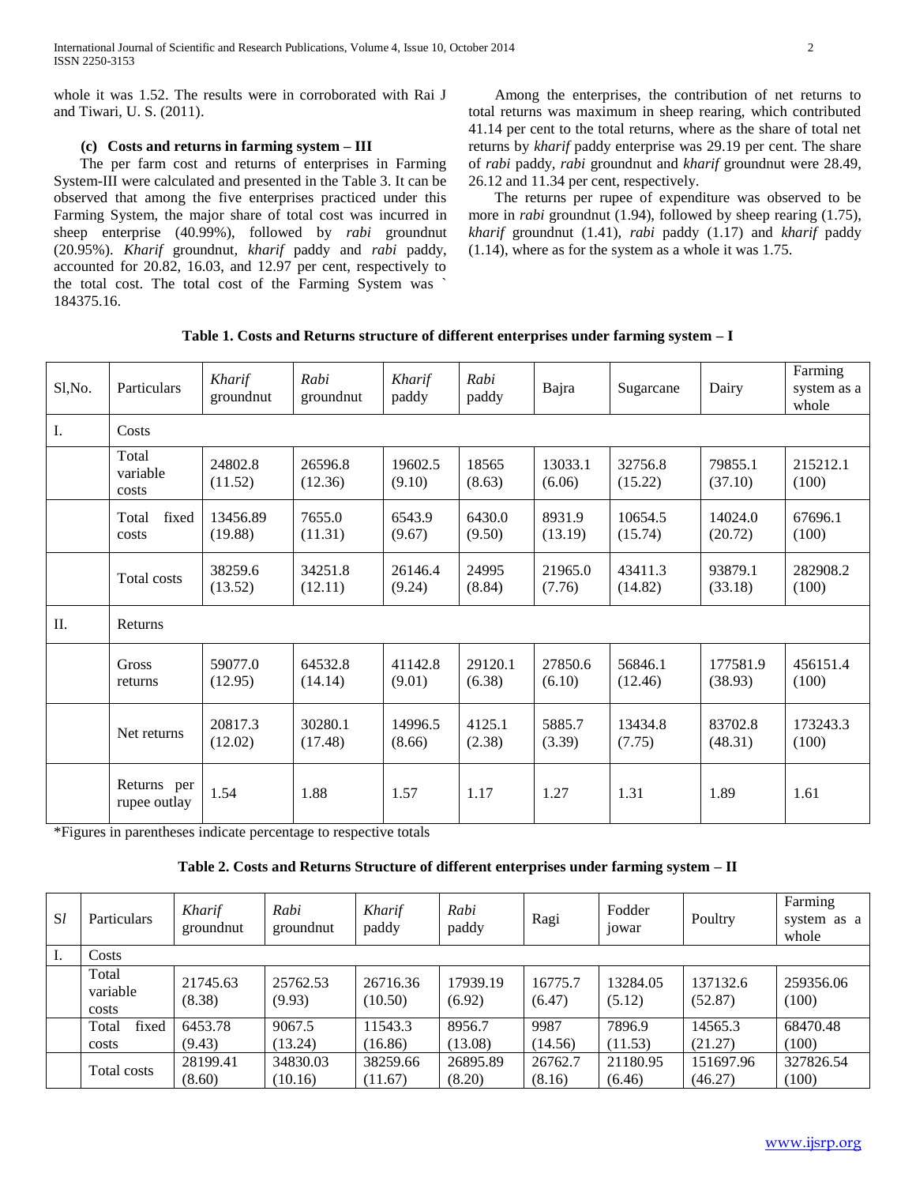whole it was 1.52. The results were in corroborated with Rai J and Tiwari, U. S. (2011).

### (c) Costs and returns in farming system – III

The per farm cost and returns of enterprises in Farming System-III were calculated and presented in the Table 3. It can be observed that among the five enterprises practiced under this Farming System, the major share of total cost was incurred in sheep enterprise (40.99%), followed by *rabi* groundnut (20.95%). *Kharif* groundnut, *kharif* paddy and *rabi* paddy, accounted for 20.82, 16.03, and 12.97 per cent, respectively to the total cost. The total cost of the Farming System was ` 184375.16.

Among the enterprises, the contribution of net returns to total returns was maximum in sheep rearing, which contributed 41.14 per cent to the total returns, where as the share of total net returns by *kharif* paddy enterprise was 29.19 per cent. The share of *rabi* paddy, *rabi* groundnut and *kharif* groundnut were 28.49, 26.12 and 11.34 per cent, respectively.

The returns per rupee of expenditure was observed to be more in *rabi* groundnut (1.94), followed by sheep rearing (1.75), *kharif* groundnut (1.41), *rabi* paddy (1.17) and *kharif* paddy (1.14), where as for the system as a whole it was 1.75.

**Table 1. Costs and Returns structure of different enterprises under farming system – I**

| Sl,No. | Particulars | *Kharif* groundnut | *Rabi* groundnut | *Kharif* paddy | *Rabi* paddy | Bajra | Sugarcane | Dairy | Farming system as a whole |
|---|---|---|---|---|---|---|---|---|---|
| I. | Costs | | | | | | | | |
| | Total variable costs | 24802.8 (11.52) | 26596.8 (12.36) | 19602.5 (9.10) | 18565 (8.63) | 13033.1 (6.06) | 32756.8 (15.22) | 79855.1 (37.10) | 215212.1 (100) |
| | Total fixed costs | 13456.89 (19.88) | 7655.0 (11.31) | 6543.9 (9.67) | 6430.0 (9.50) | 8931.9 (13.19) | 10654.5 (15.74) | 14024.0 (20.72) | 67696.1 (100) |
| | Total costs | 38259.6 (13.52) | 34251.8 (12.11) | 26146.4 (9.24) | 24995 (8.84) | 21965.0 (7.76) | 43411.3 (14.82) | 93879.1 (33.18) | 282908.2 (100) |
| II. | Returns | | | | | | | | |
| | Gross returns | 59077.0 (12.95) | 64532.8 (14.14) | 41142.8 (9.01) | 29120.1 (6.38) | 27850.6 (6.10) | 56846.1 (12.46) | 177581.9 (38.93) | 456151.4 (100) |
| | Net returns | 20817.3 (12.02) | 30280.1 (17.48) | 14996.5 (8.66) | 4125.1 (2.38) | 5885.7 (3.39) | 13434.8 (7.75) | 83702.8 (48.31) | 173243.3 (100) |
| | Returns per rupee outlay | 1.54 | 1.88 | 1.57 | 1.17 | 1.27 | 1.31 | 1.89 | 1.61 |

*Figures in parentheses indicate percentage to respective totals

**Table 2. Costs and Returns Structure of different enterprises under farming system – II**

| S*l* | Particulars | *Kharif* groundnut | *Rabi* groundnut | *Kharif* paddy | *Rabi* paddy | Ragi | Fodder jowar | Poultry | Farming system as a whole |
|---|---|---|---|---|---|---|---|---|---|
| I. | Costs | | | | | | | | |
| | Total variable costs | 21745.63 (8.38) | 25762.53 (9.93) | 26716.36 (10.50) | 17939.19 (6.92) | 16775.7 (6.47) | 13284.05 (5.12) | 137132.6 (52.87) | 259356.06 (100) |
| | Total fixed costs | 6453.78 (9.43) | 9067.5 (13.24) | 11543.3 (16.86) | 8956.7 (13.08) | 9987 (14.56) | 7896.9 (11.53) | 14565.3 (21.27) | 68470.48 (100) |
| | Total costs | 28199.41 (8.60) | 34830.03 (10.16) | 38259.66 (11.67) | 26895.89 (8.20) | 26762.7 (8.16) | 21180.95 (6.46) | 151697.96 (46.27) | 327826.54 (100) |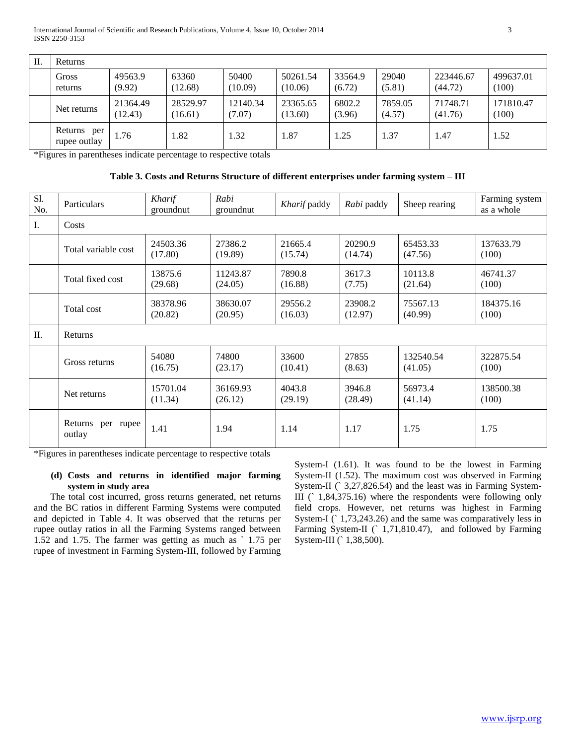| II. | Returns | | | | | | | | |
|---|---|---|---|---|---|---|---|---|---|
| | Gross returns | 49563.9 (9.92) | 63360 (12.68) | 50400 (10.09) | 50261.54 (10.06) | 33564.9 (6.72) | 29040 (5.81) | 223446.67 (44.72) | 499637.01 (100) |
| | Net returns | 21364.49 (12.43) | 28529.97 (16.61) | 12140.34 (7.07) | 23365.65 (13.60) | 6802.2 (3.96) | 7859.05 (4.57) | 71748.71 (41.76) | 171810.47 (100) |
| | Returns per rupee outlay | 1.76 | 1.82 | 1.32 | 1.87 | 1.25 | 1.37 | 1.47 | 1.52 |

*Figures in parentheses indicate percentage to respective totals

**Table 3. Costs and Returns Structure of different enterprises under farming system – III**

| Sl. No. | Particulars | *Kharif* groundnut | *Rabi* groundnut | *Kharif* paddy | *Rabi* paddy | Sheep rearing | Farming system as a whole |
|---|---|---|---|---|---|---|---|
| I. | Costs | | | | | | |
| | Total variable cost | 24503.36 (17.80) | 27386.2 (19.89) | 21665.4 (15.74) | 20290.9 (14.74) | 65453.33 (47.56) | 137633.79 (100) |
| | Total fixed cost | 13875.6 (29.68) | 11243.87 (24.05) | 7890.8 (16.88) | 3617.3 (7.75) | 10113.8 (21.64) | 46741.37 (100) |
| | Total cost | 38378.96 (20.82) | 38630.07 (20.95) | 29556.2 (16.03) | 23908.2 (12.97) | 75567.13 (40.99) | 184375.16 (100) |
| II. | Returns | | | | | | |
| | Gross returns | 54080 (16.75) | 74800 (23.17) | 33600 (10.41) | 27855 (8.63) | 132540.54 (41.05) | 322875.54 (100) |
| | Net returns | 15701.04 (11.34) | 36169.93 (26.12) | 4043.8 (29.19) | 3946.8 (28.49) | 56973.4 (41.14) | 138500.38 (100) |
| | Returns per rupee outlay | 1.41 | 1.94 | 1.14 | 1.17 | 1.75 | 1.75 |

*Figures in parentheses indicate percentage to respective totals

**(d) Costs and returns in identified major farming system in study area**

The total cost incurred, gross returns generated, net returns and the BC ratios in different Farming Systems were computed and depicted in Table 4. It was observed that the returns per rupee outlay ratios in all the Farming Systems ranged between 1.52 and 1.75. The farmer was getting as much as ` 1.75 per rupee of investment in Farming System-III, followed by Farming System-I (1.61). It was found to be the lowest in Farming System-II (1.52). The maximum cost was observed in Farming System-II (` 3,27,826.54) and the least was in Farming System-III (` 1,84,375.16) where the respondents were following only field crops. However, net returns was highest in Farming System-I (` 1,73,243.26) and the same was comparatively less in Farming System-II (` 1,71,810.47), and followed by Farming System-III (` 1,38,500).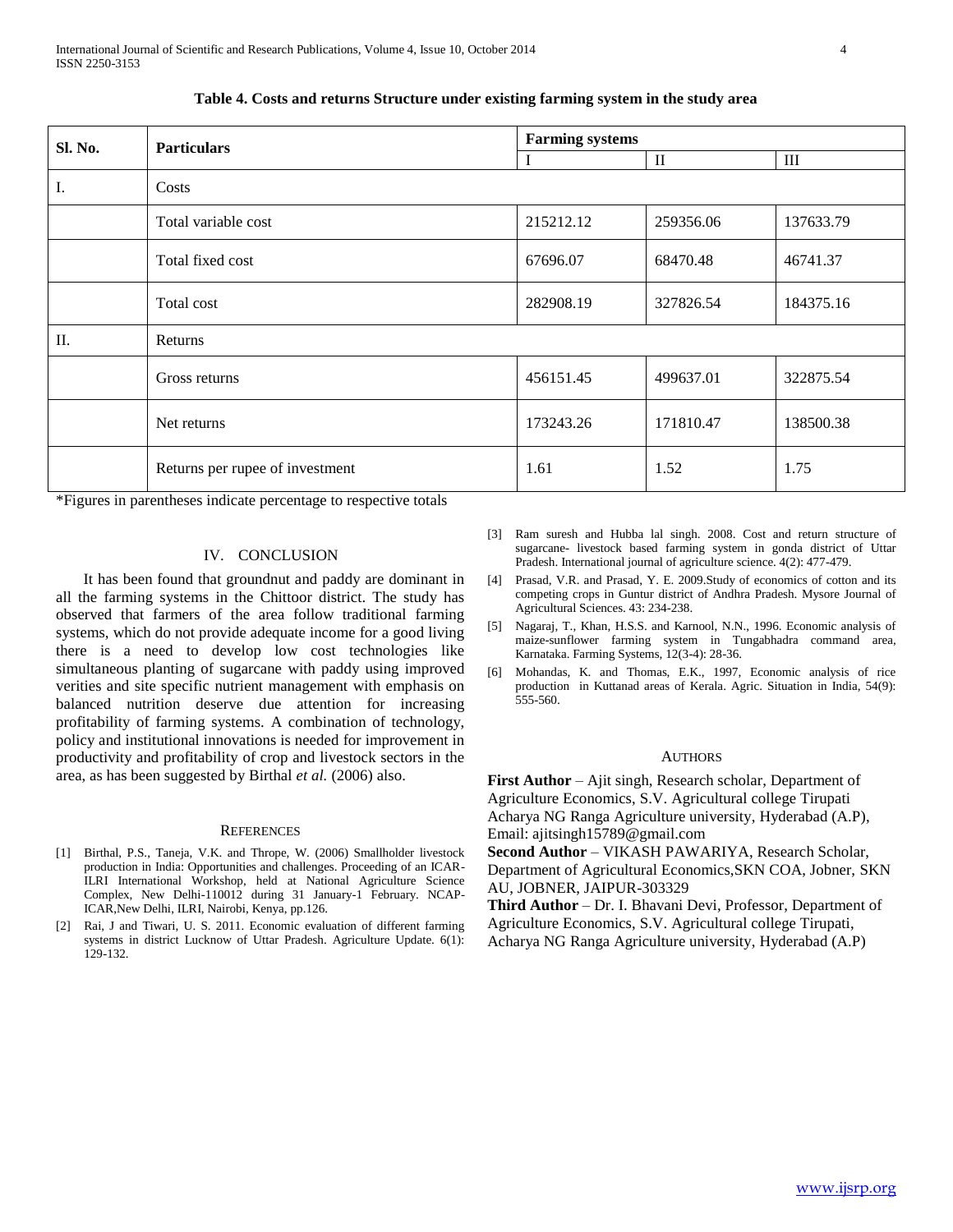**Table 4. Costs and returns Structure under existing farming system in the study area**

| Sl. No. | Particulars | Farming systems | | |
|---|---|---|---|---|
| | | I | II | III |
| I. | Costs | | | |
| | Total variable cost | 215212.12 | 259356.06 | 137633.79 |
| | Total fixed cost | 67696.07 | 68470.48 | 46741.37 |
| | Total cost | 282908.19 | 327826.54 | 184375.16 |
| II. | Returns | | | |
| | Gross returns | 456151.45 | 499637.01 | 322875.54 |
| | Net returns | 173243.26 | 171810.47 | 138500.38 |
| | Returns per rupee of investment | 1.61 | 1.52 | 1.75 |

*Figures in parentheses indicate percentage to respective totals

## IV. CONCLUSION

It has been found that groundnut and paddy are dominant in all the farming systems in the Chittoor district. The study has observed that farmers of the area follow traditional farming systems, which do not provide adequate income for a good living there is a need to develop low cost technologies like simultaneous planting of sugarcane with paddy using improved verities and site specific nutrient management with emphasis on balanced nutrition deserve due attention for increasing profitability of farming systems. A combination of technology, policy and institutional innovations is needed for improvement in productivity and profitability of crop and livestock sectors in the area, as has been suggested by Birthal *et al.* (2006) also.

## REFERENCES

[1] Birthal, P.S., Taneja, V.K. and Thrope, W. (2006) Smallholder livestock production in India: Opportunities and challenges. Proceeding of an ICAR-ILRI International Workshop, held at National Agriculture Science Complex, New Delhi-110012 during 31 January-1 February. NCAP-ICAR,New Delhi, ILRI, Nairobi, Kenya, pp.126.

[2] Rai, J and Tiwari, U. S. 2011. Economic evaluation of different farming systems in district Lucknow of Uttar Pradesh. Agriculture Update. 6(1): 129-132.

[3] Ram suresh and Hubba lal singh. 2008. Cost and return structure of sugarcane- livestock based farming system in gonda district of Uttar Pradesh. International journal of agriculture science. 4(2): 477-479.

[4] Prasad, V.R. and Prasad, Y. E. 2009.Study of economics of cotton and its competing crops in Guntur district of Andhra Pradesh. Mysore Journal of Agricultural Sciences. 43: 234-238.

[5] Nagaraj, T., Khan, H.S.S. and Karnool, N.N., 1996. Economic analysis of maize-sunflower farming system in Tungabhadra command area, Karnataka. Farming Systems, 12(3-4): 28-36.

[6] Mohandas, K. and Thomas, E.K., 1997, Economic analysis of rice production in Kuttanad areas of Kerala. Agric. Situation in India, 54(9): 555-560.

## AUTHORS

**First Author** – Ajit singh, Research scholar, Department of Agriculture Economics, S.V. Agricultural college Tirupati Acharya NG Ranga Agriculture university, Hyderabad (A.P), Email: ajitsingh15789@gmail.com

**Second Author** – VIKASH PAWARIYA, Research Scholar, Department of Agricultural Economics,SKN COA, Jobner, SKN AU, JOBNER, JAIPUR-303329

**Third Author** – Dr. I. Bhavani Devi, Professor, Department of Agriculture Economics, S.V. Agricultural college Tirupati, Acharya NG Ranga Agriculture university, Hyderabad (A.P)